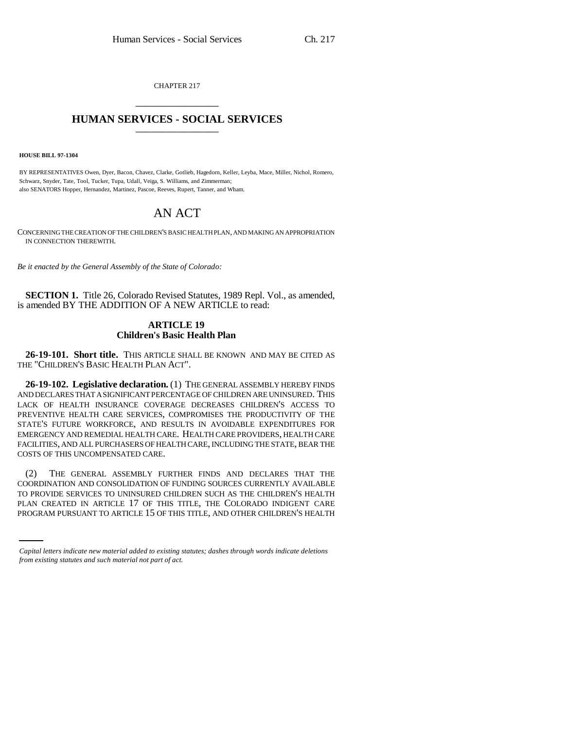CHAPTER 217

# HUMAN SERVICES - SOCIAL SERVICES

**HOUSE BILL 97-1304**

BY REPRESENTATIVES Owen, Dyer, Bacon, Chavez, Clarke, Gotlieb, Hagedorn, Keller, Leyba, Mace, Miller, Nichol, Romero, Schwarz, Snyder, Tate, Tool, Tucker, Tupa, Udall, Veiga, S. Williams, and Zimmerman;
also SENATORS Hopper, Hernandez, Martinez, Pascoe, Reeves, Rupert, Tanner, and Wham.

# AN ACT

CONCERNING THE CREATION OF THE CHILDREN'S BASIC HEALTH PLAN, AND MAKING AN APPROPRIATION IN CONNECTION THEREWITH.

*Be it enacted by the General Assembly of the State of Colorado:*

**SECTION 1.** Title 26, Colorado Revised Statutes, 1989 Repl. Vol., as amended, is amended BY THE ADDITION OF A NEW ARTICLE to read:

## ARTICLE 19
## Children's Basic Health Plan

**26-19-101. Short title.** THIS ARTICLE SHALL BE KNOWN AND MAY BE CITED AS THE "CHILDREN'S BASIC HEALTH PLAN ACT".

**26-19-102. Legislative declaration.** (1) THE GENERAL ASSEMBLY HEREBY FINDS AND DECLARES THAT A SIGNIFICANT PERCENTAGE OF CHILDREN ARE UNINSURED. THIS LACK OF HEALTH INSURANCE COVERAGE DECREASES CHILDREN'S ACCESS TO PREVENTIVE HEALTH CARE SERVICES, COMPROMISES THE PRODUCTIVITY OF THE STATE'S FUTURE WORKFORCE, AND RESULTS IN AVOIDABLE EXPENDITURES FOR EMERGENCY AND REMEDIAL HEALTH CARE. HEALTH CARE PROVIDERS, HEALTH CARE FACILITIES, AND ALL PURCHASERS OF HEALTH CARE, INCLUDING THE STATE, BEAR THE COSTS OF THIS UNCOMPENSATED CARE.

(2) THE GENERAL ASSEMBLY FURTHER FINDS AND DECLARES THAT THE COORDINATION AND CONSOLIDATION OF FUNDING SOURCES CURRENTLY AVAILABLE TO PROVIDE SERVICES TO UNINSURED CHILDREN SUCH AS THE CHILDREN'S HEALTH PLAN CREATED IN ARTICLE 17 OF THIS TITLE, THE COLORADO INDIGENT CARE PROGRAM PURSUANT TO ARTICLE 15 OF THIS TITLE, AND OTHER CHILDREN'S HEALTH

*Capital letters indicate new material added to existing statutes; dashes through words indicate deletions from existing statutes and such material not part of act.*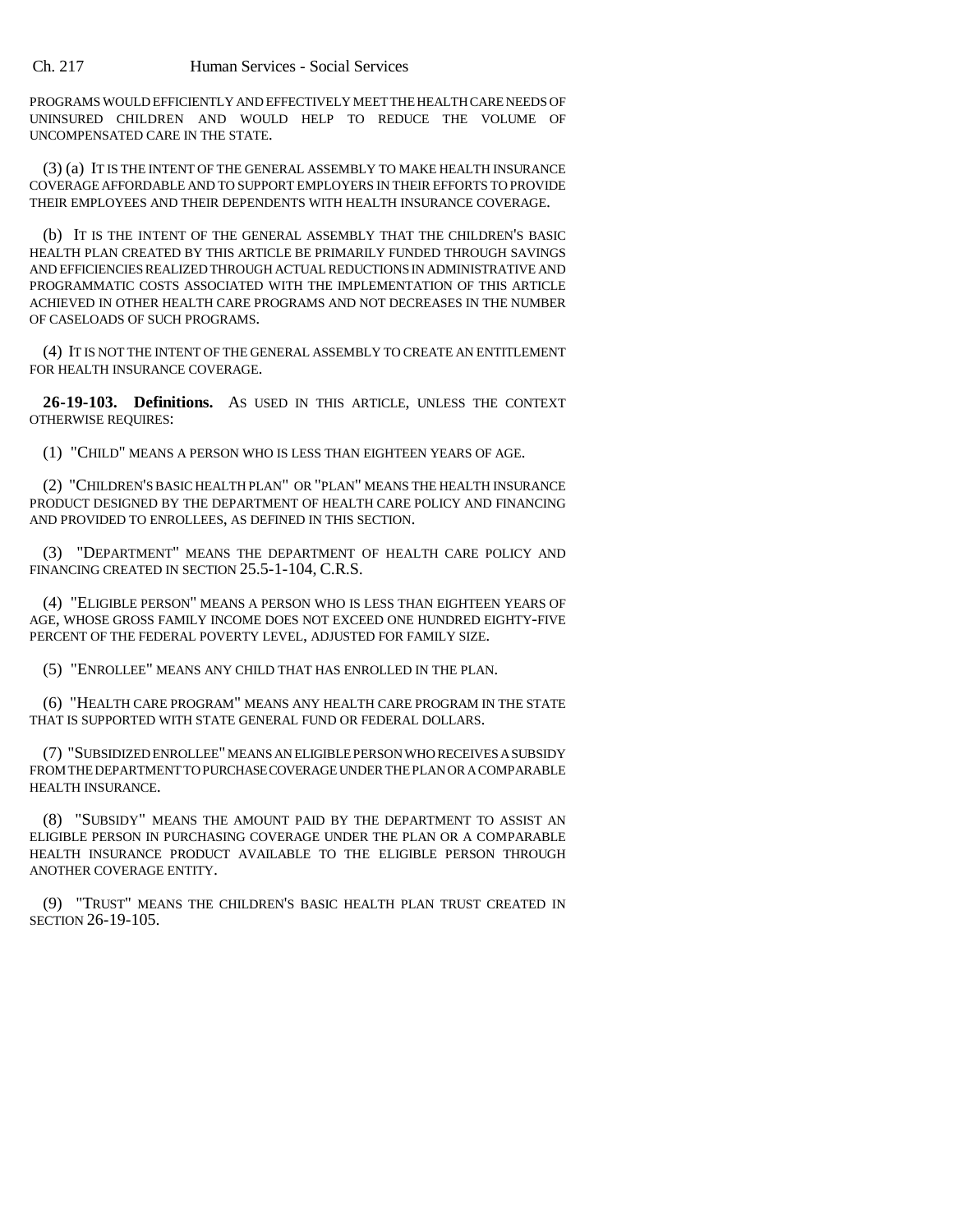PROGRAMS WOULD EFFICIENTLY AND EFFECTIVELY MEET THE HEALTH CARE NEEDS OF UNINSURED CHILDREN AND WOULD HELP TO REDUCE THE VOLUME OF UNCOMPENSATED CARE IN THE STATE.

(3) (a) IT IS THE INTENT OF THE GENERAL ASSEMBLY TO MAKE HEALTH INSURANCE COVERAGE AFFORDABLE AND TO SUPPORT EMPLOYERS IN THEIR EFFORTS TO PROVIDE THEIR EMPLOYEES AND THEIR DEPENDENTS WITH HEALTH INSURANCE COVERAGE.

(b) IT IS THE INTENT OF THE GENERAL ASSEMBLY THAT THE CHILDREN'S BASIC HEALTH PLAN CREATED BY THIS ARTICLE BE PRIMARILY FUNDED THROUGH SAVINGS AND EFFICIENCIES REALIZED THROUGH ACTUAL REDUCTIONS IN ADMINISTRATIVE AND PROGRAMMATIC COSTS ASSOCIATED WITH THE IMPLEMENTATION OF THIS ARTICLE ACHIEVED IN OTHER HEALTH CARE PROGRAMS AND NOT DECREASES IN THE NUMBER OF CASELOADS OF SUCH PROGRAMS.

(4) IT IS NOT THE INTENT OF THE GENERAL ASSEMBLY TO CREATE AN ENTITLEMENT FOR HEALTH INSURANCE COVERAGE.

**26-19-103. Definitions.** AS USED IN THIS ARTICLE, UNLESS THE CONTEXT OTHERWISE REQUIRES:

(1) "CHILD" MEANS A PERSON WHO IS LESS THAN EIGHTEEN YEARS OF AGE.

(2) "CHILDREN'S BASIC HEALTH PLAN" OR "PLAN" MEANS THE HEALTH INSURANCE PRODUCT DESIGNED BY THE DEPARTMENT OF HEALTH CARE POLICY AND FINANCING AND PROVIDED TO ENROLLEES, AS DEFINED IN THIS SECTION.

(3) "DEPARTMENT" MEANS THE DEPARTMENT OF HEALTH CARE POLICY AND FINANCING CREATED IN SECTION 25.5-1-104, C.R.S.

(4) "ELIGIBLE PERSON" MEANS A PERSON WHO IS LESS THAN EIGHTEEN YEARS OF AGE, WHOSE GROSS FAMILY INCOME DOES NOT EXCEED ONE HUNDRED EIGHTY-FIVE PERCENT OF THE FEDERAL POVERTY LEVEL, ADJUSTED FOR FAMILY SIZE.

(5) "ENROLLEE" MEANS ANY CHILD THAT HAS ENROLLED IN THE PLAN.

(6) "HEALTH CARE PROGRAM" MEANS ANY HEALTH CARE PROGRAM IN THE STATE THAT IS SUPPORTED WITH STATE GENERAL FUND OR FEDERAL DOLLARS.

(7) "SUBSIDIZED ENROLLEE" MEANS AN ELIGIBLE PERSON WHO RECEIVES A SUBSIDY FROM THE DEPARTMENT TO PURCHASE COVERAGE UNDER THE PLAN OR A COMPARABLE HEALTH INSURANCE.

(8) "SUBSIDY" MEANS THE AMOUNT PAID BY THE DEPARTMENT TO ASSIST AN ELIGIBLE PERSON IN PURCHASING COVERAGE UNDER THE PLAN OR A COMPARABLE HEALTH INSURANCE PRODUCT AVAILABLE TO THE ELIGIBLE PERSON THROUGH ANOTHER COVERAGE ENTITY.

(9) "TRUST" MEANS THE CHILDREN'S BASIC HEALTH PLAN TRUST CREATED IN SECTION 26-19-105.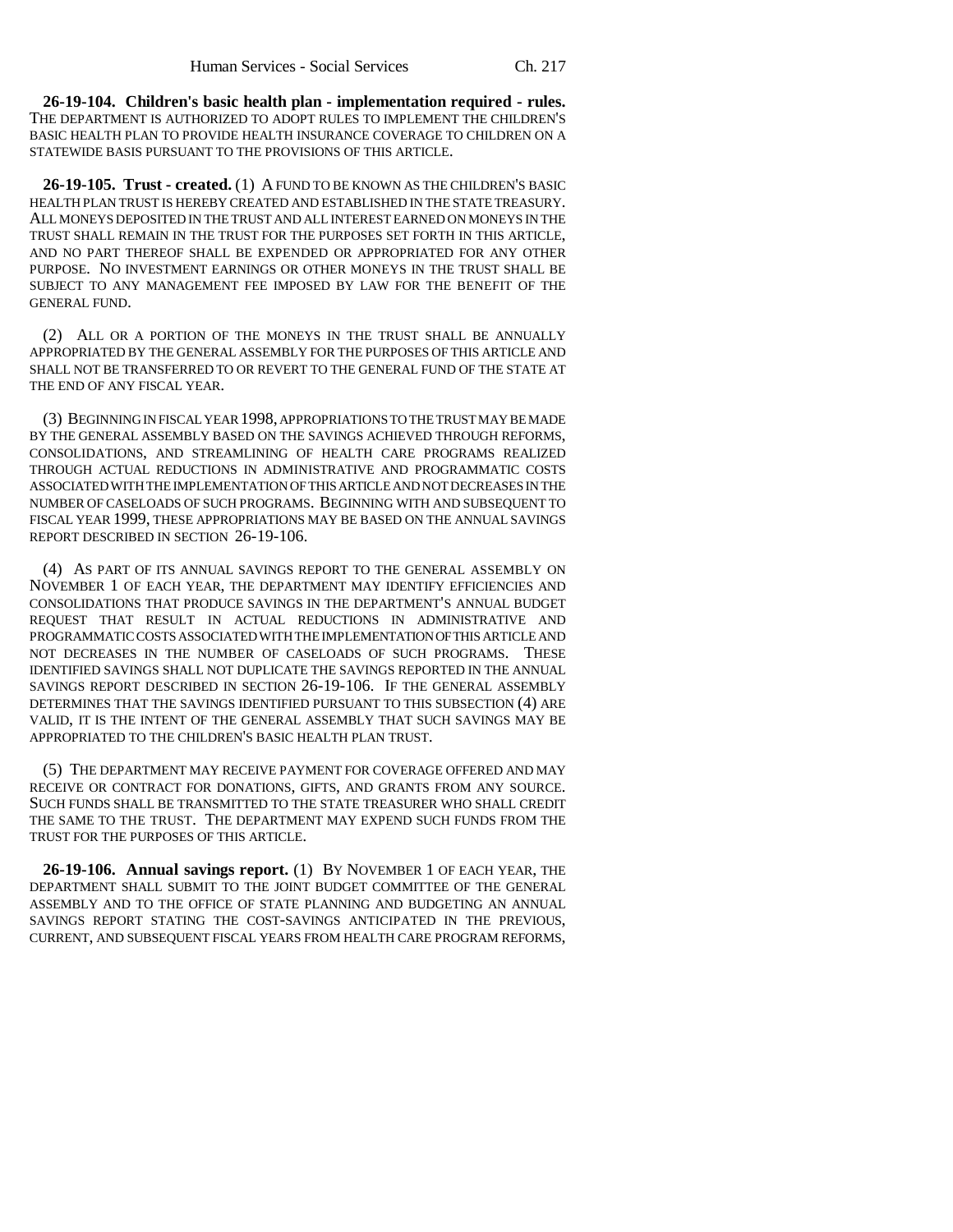**26-19-104. Children's basic health plan - implementation required - rules.** THE DEPARTMENT IS AUTHORIZED TO ADOPT RULES TO IMPLEMENT THE CHILDREN'S BASIC HEALTH PLAN TO PROVIDE HEALTH INSURANCE COVERAGE TO CHILDREN ON A STATEWIDE BASIS PURSUANT TO THE PROVISIONS OF THIS ARTICLE.

**26-19-105. Trust - created.** (1) A FUND TO BE KNOWN AS THE CHILDREN'S BASIC HEALTH PLAN TRUST IS HEREBY CREATED AND ESTABLISHED IN THE STATE TREASURY. ALL MONEYS DEPOSITED IN THE TRUST AND ALL INTEREST EARNED ON MONEYS IN THE TRUST SHALL REMAIN IN THE TRUST FOR THE PURPOSES SET FORTH IN THIS ARTICLE, AND NO PART THEREOF SHALL BE EXPENDED OR APPROPRIATED FOR ANY OTHER PURPOSE. NO INVESTMENT EARNINGS OR OTHER MONEYS IN THE TRUST SHALL BE SUBJECT TO ANY MANAGEMENT FEE IMPOSED BY LAW FOR THE BENEFIT OF THE GENERAL FUND.

(2) ALL OR A PORTION OF THE MONEYS IN THE TRUST SHALL BE ANNUALLY APPROPRIATED BY THE GENERAL ASSEMBLY FOR THE PURPOSES OF THIS ARTICLE AND SHALL NOT BE TRANSFERRED TO OR REVERT TO THE GENERAL FUND OF THE STATE AT THE END OF ANY FISCAL YEAR.

(3) BEGINNING IN FISCAL YEAR 1998, APPROPRIATIONS TO THE TRUST MAY BE MADE BY THE GENERAL ASSEMBLY BASED ON THE SAVINGS ACHIEVED THROUGH REFORMS, CONSOLIDATIONS, AND STREAMLINING OF HEALTH CARE PROGRAMS REALIZED THROUGH ACTUAL REDUCTIONS IN ADMINISTRATIVE AND PROGRAMMATIC COSTS ASSOCIATED WITH THE IMPLEMENTATION OF THIS ARTICLE AND NOT DECREASES IN THE NUMBER OF CASELOADS OF SUCH PROGRAMS. BEGINNING WITH AND SUBSEQUENT TO FISCAL YEAR 1999, THESE APPROPRIATIONS MAY BE BASED ON THE ANNUAL SAVINGS REPORT DESCRIBED IN SECTION 26-19-106.

(4) AS PART OF ITS ANNUAL SAVINGS REPORT TO THE GENERAL ASSEMBLY ON NOVEMBER 1 OF EACH YEAR, THE DEPARTMENT MAY IDENTIFY EFFICIENCIES AND CONSOLIDATIONS THAT PRODUCE SAVINGS IN THE DEPARTMENT'S ANNUAL BUDGET REQUEST THAT RESULT IN ACTUAL REDUCTIONS IN ADMINISTRATIVE AND PROGRAMMATIC COSTS ASSOCIATED WITH THE IMPLEMENTATION OF THIS ARTICLE AND NOT DECREASES IN THE NUMBER OF CASELOADS OF SUCH PROGRAMS. THESE IDENTIFIED SAVINGS SHALL NOT DUPLICATE THE SAVINGS REPORTED IN THE ANNUAL SAVINGS REPORT DESCRIBED IN SECTION 26-19-106. IF THE GENERAL ASSEMBLY DETERMINES THAT THE SAVINGS IDENTIFIED PURSUANT TO THIS SUBSECTION (4) ARE VALID, IT IS THE INTENT OF THE GENERAL ASSEMBLY THAT SUCH SAVINGS MAY BE APPROPRIATED TO THE CHILDREN'S BASIC HEALTH PLAN TRUST.

(5) THE DEPARTMENT MAY RECEIVE PAYMENT FOR COVERAGE OFFERED AND MAY RECEIVE OR CONTRACT FOR DONATIONS, GIFTS, AND GRANTS FROM ANY SOURCE. SUCH FUNDS SHALL BE TRANSMITTED TO THE STATE TREASURER WHO SHALL CREDIT THE SAME TO THE TRUST. THE DEPARTMENT MAY EXPEND SUCH FUNDS FROM THE TRUST FOR THE PURPOSES OF THIS ARTICLE.

**26-19-106. Annual savings report.** (1) BY NOVEMBER 1 OF EACH YEAR, THE DEPARTMENT SHALL SUBMIT TO THE JOINT BUDGET COMMITTEE OF THE GENERAL ASSEMBLY AND TO THE OFFICE OF STATE PLANNING AND BUDGETING AN ANNUAL SAVINGS REPORT STATING THE COST-SAVINGS ANTICIPATED IN THE PREVIOUS, CURRENT, AND SUBSEQUENT FISCAL YEARS FROM HEALTH CARE PROGRAM REFORMS,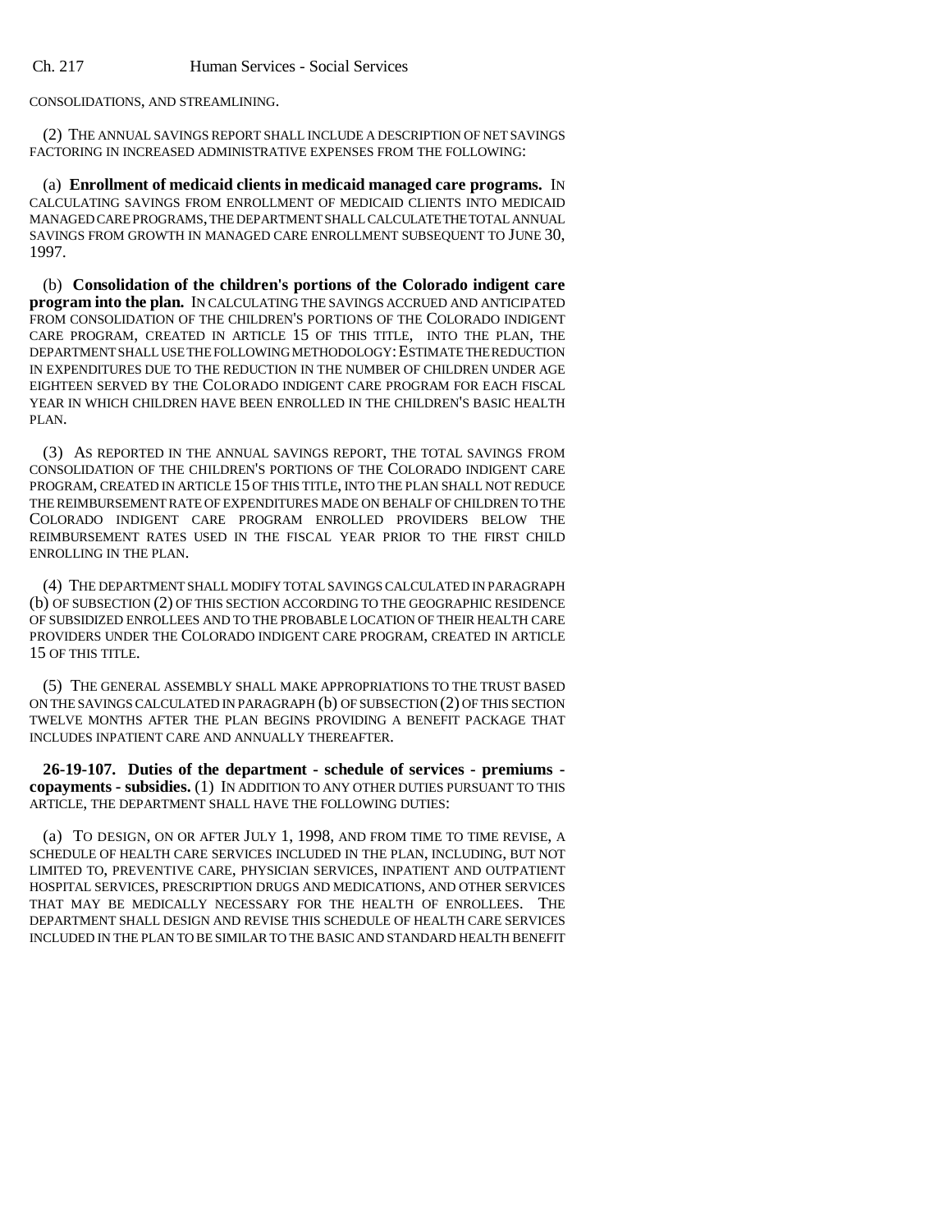CONSOLIDATIONS, AND STREAMLINING.

(2) THE ANNUAL SAVINGS REPORT SHALL INCLUDE A DESCRIPTION OF NET SAVINGS FACTORING IN INCREASED ADMINISTRATIVE EXPENSES FROM THE FOLLOWING:

(a) **Enrollment of medicaid clients in medicaid managed care programs.** IN CALCULATING SAVINGS FROM ENROLLMENT OF MEDICAID CLIENTS INTO MEDICAID MANAGED CARE PROGRAMS, THE DEPARTMENT SHALL CALCULATE THE TOTAL ANNUAL SAVINGS FROM GROWTH IN MANAGED CARE ENROLLMENT SUBSEQUENT TO JUNE 30, 1997.

(b) **Consolidation of the children's portions of the Colorado indigent care program into the plan.** IN CALCULATING THE SAVINGS ACCRUED AND ANTICIPATED FROM CONSOLIDATION OF THE CHILDREN'S PORTIONS OF THE COLORADO INDIGENT CARE PROGRAM, CREATED IN ARTICLE 15 OF THIS TITLE, INTO THE PLAN, THE DEPARTMENT SHALL USE THE FOLLOWING METHODOLOGY: ESTIMATE THE REDUCTION IN EXPENDITURES DUE TO THE REDUCTION IN THE NUMBER OF CHILDREN UNDER AGE EIGHTEEN SERVED BY THE COLORADO INDIGENT CARE PROGRAM FOR EACH FISCAL YEAR IN WHICH CHILDREN HAVE BEEN ENROLLED IN THE CHILDREN'S BASIC HEALTH PLAN.

(3) AS REPORTED IN THE ANNUAL SAVINGS REPORT, THE TOTAL SAVINGS FROM CONSOLIDATION OF THE CHILDREN'S PORTIONS OF THE COLORADO INDIGENT CARE PROGRAM, CREATED IN ARTICLE 15 OF THIS TITLE, INTO THE PLAN SHALL NOT REDUCE THE REIMBURSEMENT RATE OF EXPENDITURES MADE ON BEHALF OF CHILDREN TO THE COLORADO INDIGENT CARE PROGRAM ENROLLED PROVIDERS BELOW THE REIMBURSEMENT RATES USED IN THE FISCAL YEAR PRIOR TO THE FIRST CHILD ENROLLING IN THE PLAN.

(4) THE DEPARTMENT SHALL MODIFY TOTAL SAVINGS CALCULATED IN PARAGRAPH (b) OF SUBSECTION (2) OF THIS SECTION ACCORDING TO THE GEOGRAPHIC RESIDENCE OF SUBSIDIZED ENROLLEES AND TO THE PROBABLE LOCATION OF THEIR HEALTH CARE PROVIDERS UNDER THE COLORADO INDIGENT CARE PROGRAM, CREATED IN ARTICLE 15 OF THIS TITLE.

(5) THE GENERAL ASSEMBLY SHALL MAKE APPROPRIATIONS TO THE TRUST BASED ON THE SAVINGS CALCULATED IN PARAGRAPH (b) OF SUBSECTION (2) OF THIS SECTION TWELVE MONTHS AFTER THE PLAN BEGINS PROVIDING A BENEFIT PACKAGE THAT INCLUDES INPATIENT CARE AND ANNUALLY THEREAFTER.

**26-19-107. Duties of the department - schedule of services - premiums - copayments - subsidies.** (1) IN ADDITION TO ANY OTHER DUTIES PURSUANT TO THIS ARTICLE, THE DEPARTMENT SHALL HAVE THE FOLLOWING DUTIES:

(a) TO DESIGN, ON OR AFTER JULY 1, 1998, AND FROM TIME TO TIME REVISE, A SCHEDULE OF HEALTH CARE SERVICES INCLUDED IN THE PLAN, INCLUDING, BUT NOT LIMITED TO, PREVENTIVE CARE, PHYSICIAN SERVICES, INPATIENT AND OUTPATIENT HOSPITAL SERVICES, PRESCRIPTION DRUGS AND MEDICATIONS, AND OTHER SERVICES THAT MAY BE MEDICALLY NECESSARY FOR THE HEALTH OF ENROLLEES. THE DEPARTMENT SHALL DESIGN AND REVISE THIS SCHEDULE OF HEALTH CARE SERVICES INCLUDED IN THE PLAN TO BE SIMILAR TO THE BASIC AND STANDARD HEALTH BENEFIT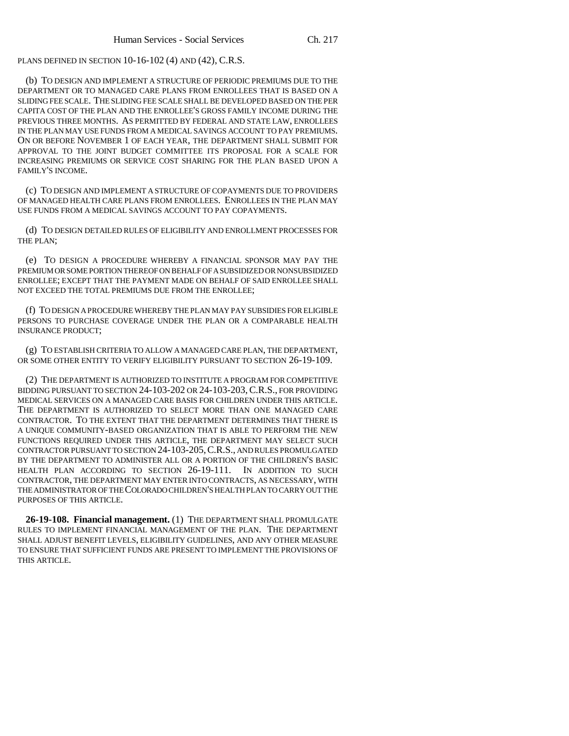PLANS DEFINED IN SECTION 10-16-102 (4) AND (42), C.R.S.

(b) TO DESIGN AND IMPLEMENT A STRUCTURE OF PERIODIC PREMIUMS DUE TO THE DEPARTMENT OR TO MANAGED CARE PLANS FROM ENROLLEES THAT IS BASED ON A SLIDING FEE SCALE. THE SLIDING FEE SCALE SHALL BE DEVELOPED BASED ON THE PER CAPITA COST OF THE PLAN AND THE ENROLLEE'S GROSS FAMILY INCOME DURING THE PREVIOUS THREE MONTHS. AS PERMITTED BY FEDERAL AND STATE LAW, ENROLLEES IN THE PLAN MAY USE FUNDS FROM A MEDICAL SAVINGS ACCOUNT TO PAY PREMIUMS. ON OR BEFORE NOVEMBER 1 OF EACH YEAR, THE DEPARTMENT SHALL SUBMIT FOR APPROVAL TO THE JOINT BUDGET COMMITTEE ITS PROPOSAL FOR A SCALE FOR INCREASING PREMIUMS OR SERVICE COST SHARING FOR THE PLAN BASED UPON A FAMILY'S INCOME.

(c) TO DESIGN AND IMPLEMENT A STRUCTURE OF COPAYMENTS DUE TO PROVIDERS OF MANAGED HEALTH CARE PLANS FROM ENROLLEES. ENROLLEES IN THE PLAN MAY USE FUNDS FROM A MEDICAL SAVINGS ACCOUNT TO PAY COPAYMENTS.

(d) TO DESIGN DETAILED RULES OF ELIGIBILITY AND ENROLLMENT PROCESSES FOR THE PLAN;

(e) TO DESIGN A PROCEDURE WHEREBY A FINANCIAL SPONSOR MAY PAY THE PREMIUM OR SOME PORTION THEREOF ON BEHALF OF A SUBSIDIZED OR NONSUBSIDIZED ENROLLEE; EXCEPT THAT THE PAYMENT MADE ON BEHALF OF SAID ENROLLEE SHALL NOT EXCEED THE TOTAL PREMIUMS DUE FROM THE ENROLLEE;

(f) TO DESIGN A PROCEDURE WHEREBY THE PLAN MAY PAY SUBSIDIES FOR ELIGIBLE PERSONS TO PURCHASE COVERAGE UNDER THE PLAN OR A COMPARABLE HEALTH INSURANCE PRODUCT;

(g) TO ESTABLISH CRITERIA TO ALLOW A MANAGED CARE PLAN, THE DEPARTMENT, OR SOME OTHER ENTITY TO VERIFY ELIGIBILITY PURSUANT TO SECTION 26-19-109.

(2) THE DEPARTMENT IS AUTHORIZED TO INSTITUTE A PROGRAM FOR COMPETITIVE BIDDING PURSUANT TO SECTION 24-103-202 OR 24-103-203, C.R.S., FOR PROVIDING MEDICAL SERVICES ON A MANAGED CARE BASIS FOR CHILDREN UNDER THIS ARTICLE. THE DEPARTMENT IS AUTHORIZED TO SELECT MORE THAN ONE MANAGED CARE CONTRACTOR. TO THE EXTENT THAT THE DEPARTMENT DETERMINES THAT THERE IS A UNIQUE COMMUNITY-BASED ORGANIZATION THAT IS ABLE TO PERFORM THE NEW FUNCTIONS REQUIRED UNDER THIS ARTICLE, THE DEPARTMENT MAY SELECT SUCH CONTRACTOR PURSUANT TO SECTION 24-103-205, C.R.S., AND RULES PROMULGATED BY THE DEPARTMENT TO ADMINISTER ALL OR A PORTION OF THE CHILDREN'S BASIC HEALTH PLAN ACCORDING TO SECTION 26-19-111. IN ADDITION TO SUCH CONTRACTOR, THE DEPARTMENT MAY ENTER INTO CONTRACTS, AS NECESSARY, WITH THE ADMINISTRATOR OF THE COLORADO CHILDREN'S HEALTH PLAN TO CARRY OUT THE PURPOSES OF THIS ARTICLE.

**26-19-108. Financial management.** (1) THE DEPARTMENT SHALL PROMULGATE RULES TO IMPLEMENT FINANCIAL MANAGEMENT OF THE PLAN. THE DEPARTMENT SHALL ADJUST BENEFIT LEVELS, ELIGIBILITY GUIDELINES, AND ANY OTHER MEASURE TO ENSURE THAT SUFFICIENT FUNDS ARE PRESENT TO IMPLEMENT THE PROVISIONS OF THIS ARTICLE.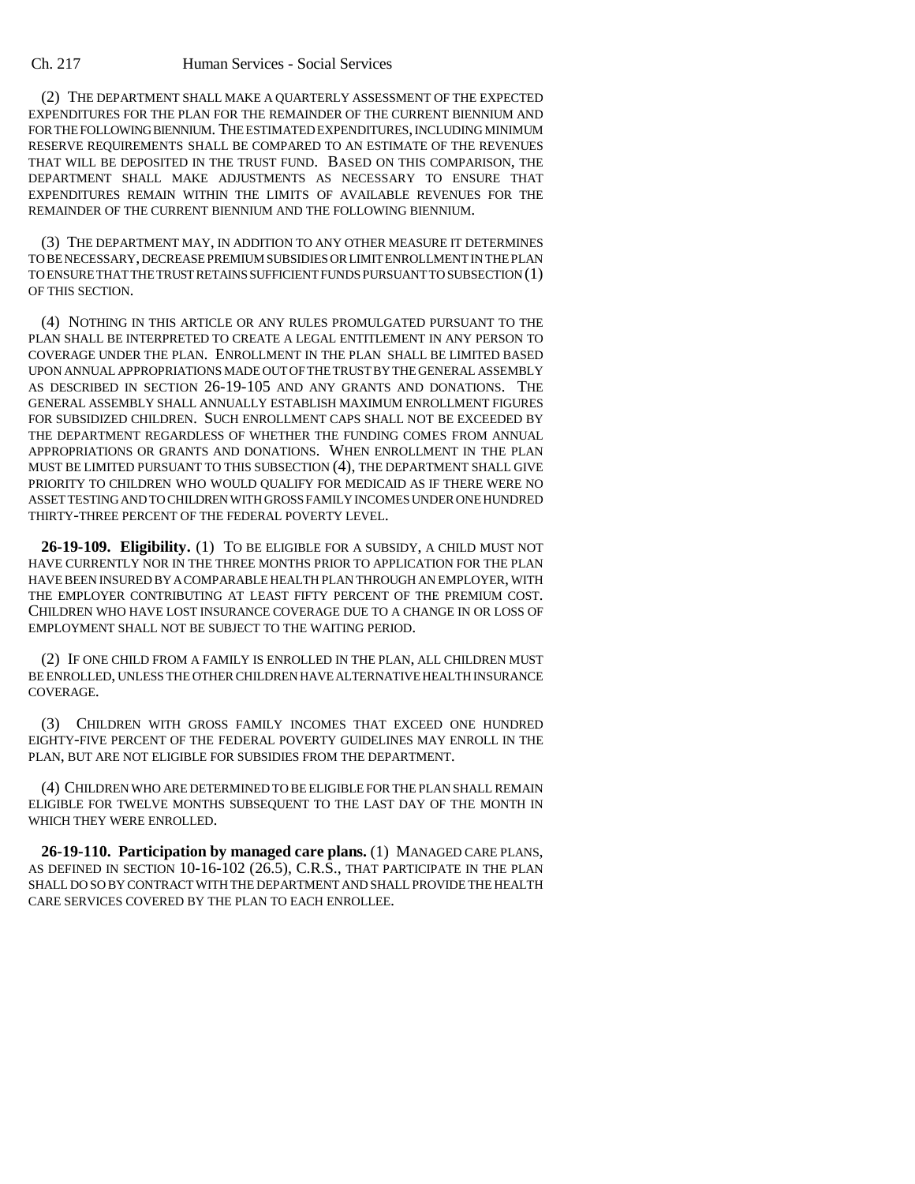(2) THE DEPARTMENT SHALL MAKE A QUARTERLY ASSESSMENT OF THE EXPECTED EXPENDITURES FOR THE PLAN FOR THE REMAINDER OF THE CURRENT BIENNIUM AND FOR THE FOLLOWING BIENNIUM. THE ESTIMATED EXPENDITURES, INCLUDING MINIMUM RESERVE REQUIREMENTS SHALL BE COMPARED TO AN ESTIMATE OF THE REVENUES THAT WILL BE DEPOSITED IN THE TRUST FUND. BASED ON THIS COMPARISON, THE DEPARTMENT SHALL MAKE ADJUSTMENTS AS NECESSARY TO ENSURE THAT EXPENDITURES REMAIN WITHIN THE LIMITS OF AVAILABLE REVENUES FOR THE REMAINDER OF THE CURRENT BIENNIUM AND THE FOLLOWING BIENNIUM.

(3) THE DEPARTMENT MAY, IN ADDITION TO ANY OTHER MEASURE IT DETERMINES TO BE NECESSARY, DECREASE PREMIUM SUBSIDIES OR LIMIT ENROLLMENT IN THE PLAN TO ENSURE THAT THE TRUST RETAINS SUFFICIENT FUNDS PURSUANT TO SUBSECTION (1) OF THIS SECTION.

(4) NOTHING IN THIS ARTICLE OR ANY RULES PROMULGATED PURSUANT TO THE PLAN SHALL BE INTERPRETED TO CREATE A LEGAL ENTITLEMENT IN ANY PERSON TO COVERAGE UNDER THE PLAN. ENROLLMENT IN THE PLAN SHALL BE LIMITED BASED UPON ANNUAL APPROPRIATIONS MADE OUT OF THE TRUST BY THE GENERAL ASSEMBLY AS DESCRIBED IN SECTION 26-19-105 AND ANY GRANTS AND DONATIONS. THE GENERAL ASSEMBLY SHALL ANNUALLY ESTABLISH MAXIMUM ENROLLMENT FIGURES FOR SUBSIDIZED CHILDREN. SUCH ENROLLMENT CAPS SHALL NOT BE EXCEEDED BY THE DEPARTMENT REGARDLESS OF WHETHER THE FUNDING COMES FROM ANNUAL APPROPRIATIONS OR GRANTS AND DONATIONS. WHEN ENROLLMENT IN THE PLAN MUST BE LIMITED PURSUANT TO THIS SUBSECTION (4), THE DEPARTMENT SHALL GIVE PRIORITY TO CHILDREN WHO WOULD QUALIFY FOR MEDICAID AS IF THERE WERE NO ASSET TESTING AND TO CHILDREN WITH GROSS FAMILY INCOMES UNDER ONE HUNDRED THIRTY-THREE PERCENT OF THE FEDERAL POVERTY LEVEL.

**26-19-109. Eligibility.** (1) TO BE ELIGIBLE FOR A SUBSIDY, A CHILD MUST NOT HAVE CURRENTLY NOR IN THE THREE MONTHS PRIOR TO APPLICATION FOR THE PLAN HAVE BEEN INSURED BY A COMPARABLE HEALTH PLAN THROUGH AN EMPLOYER, WITH THE EMPLOYER CONTRIBUTING AT LEAST FIFTY PERCENT OF THE PREMIUM COST. CHILDREN WHO HAVE LOST INSURANCE COVERAGE DUE TO A CHANGE IN OR LOSS OF EMPLOYMENT SHALL NOT BE SUBJECT TO THE WAITING PERIOD.

(2) IF ONE CHILD FROM A FAMILY IS ENROLLED IN THE PLAN, ALL CHILDREN MUST BE ENROLLED, UNLESS THE OTHER CHILDREN HAVE ALTERNATIVE HEALTH INSURANCE COVERAGE.

(3) CHILDREN WITH GROSS FAMILY INCOMES THAT EXCEED ONE HUNDRED EIGHTY-FIVE PERCENT OF THE FEDERAL POVERTY GUIDELINES MAY ENROLL IN THE PLAN, BUT ARE NOT ELIGIBLE FOR SUBSIDIES FROM THE DEPARTMENT.

(4) CHILDREN WHO ARE DETERMINED TO BE ELIGIBLE FOR THE PLAN SHALL REMAIN ELIGIBLE FOR TWELVE MONTHS SUBSEQUENT TO THE LAST DAY OF THE MONTH IN WHICH THEY WERE ENROLLED.

**26-19-110. Participation by managed care plans.** (1) MANAGED CARE PLANS, AS DEFINED IN SECTION 10-16-102 (26.5), C.R.S., THAT PARTICIPATE IN THE PLAN SHALL DO SO BY CONTRACT WITH THE DEPARTMENT AND SHALL PROVIDE THE HEALTH CARE SERVICES COVERED BY THE PLAN TO EACH ENROLLEE.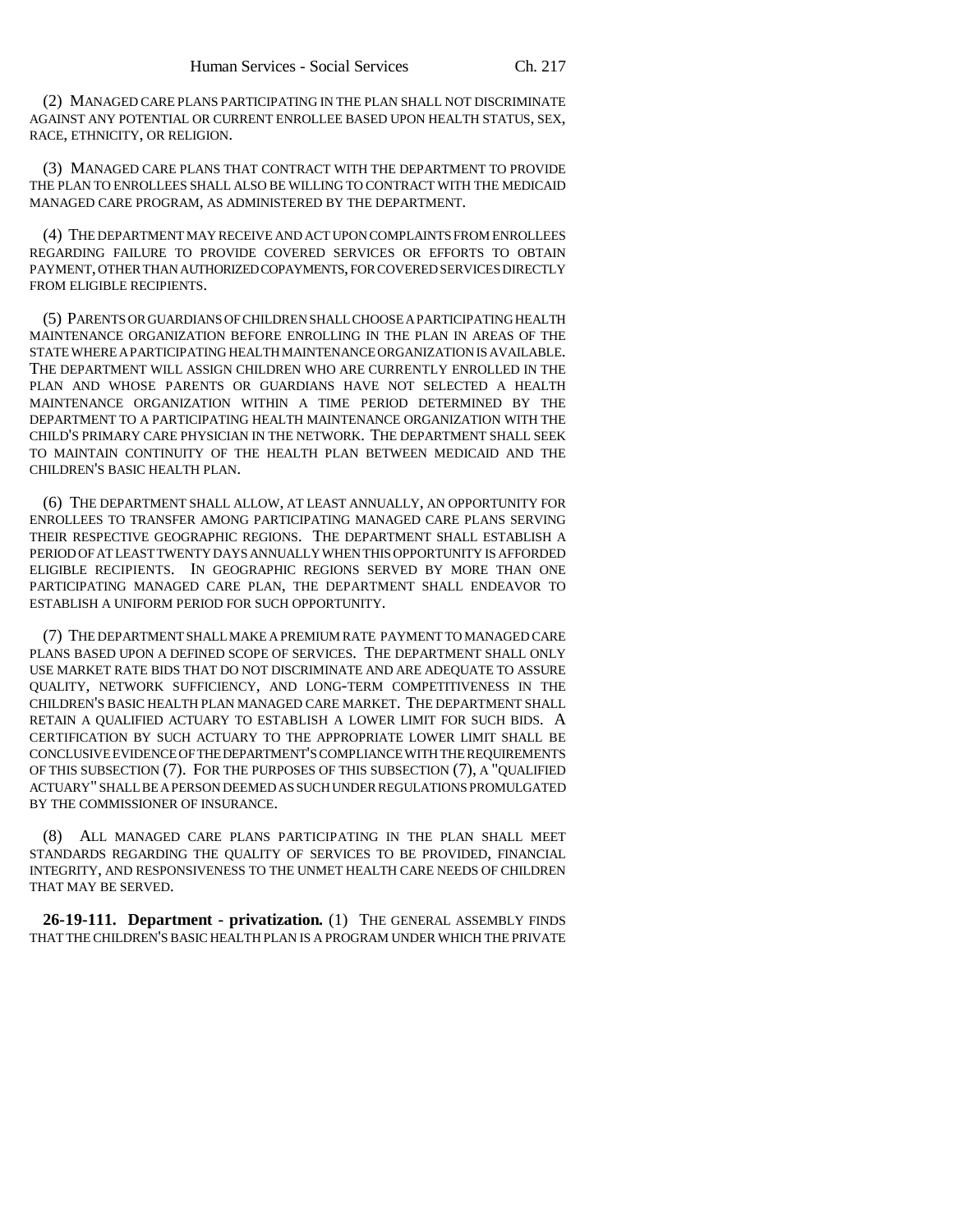(2) MANAGED CARE PLANS PARTICIPATING IN THE PLAN SHALL NOT DISCRIMINATE AGAINST ANY POTENTIAL OR CURRENT ENROLLEE BASED UPON HEALTH STATUS, SEX, RACE, ETHNICITY, OR RELIGION.

(3) MANAGED CARE PLANS THAT CONTRACT WITH THE DEPARTMENT TO PROVIDE THE PLAN TO ENROLLEES SHALL ALSO BE WILLING TO CONTRACT WITH THE MEDICAID MANAGED CARE PROGRAM, AS ADMINISTERED BY THE DEPARTMENT.

(4) THE DEPARTMENT MAY RECEIVE AND ACT UPON COMPLAINTS FROM ENROLLEES REGARDING FAILURE TO PROVIDE COVERED SERVICES OR EFFORTS TO OBTAIN PAYMENT, OTHER THAN AUTHORIZED COPAYMENTS, FOR COVERED SERVICES DIRECTLY FROM ELIGIBLE RECIPIENTS.

(5) PARENTS OR GUARDIANS OF CHILDREN SHALL CHOOSE A PARTICIPATING HEALTH MAINTENANCE ORGANIZATION BEFORE ENROLLING IN THE PLAN IN AREAS OF THE STATE WHERE A PARTICIPATING HEALTH MAINTENANCE ORGANIZATION IS AVAILABLE. THE DEPARTMENT WILL ASSIGN CHILDREN WHO ARE CURRENTLY ENROLLED IN THE PLAN AND WHOSE PARENTS OR GUARDIANS HAVE NOT SELECTED A HEALTH MAINTENANCE ORGANIZATION WITHIN A TIME PERIOD DETERMINED BY THE DEPARTMENT TO A PARTICIPATING HEALTH MAINTENANCE ORGANIZATION WITH THE CHILD'S PRIMARY CARE PHYSICIAN IN THE NETWORK. THE DEPARTMENT SHALL SEEK TO MAINTAIN CONTINUITY OF THE HEALTH PLAN BETWEEN MEDICAID AND THE CHILDREN'S BASIC HEALTH PLAN.

(6) THE DEPARTMENT SHALL ALLOW, AT LEAST ANNUALLY, AN OPPORTUNITY FOR ENROLLEES TO TRANSFER AMONG PARTICIPATING MANAGED CARE PLANS SERVING THEIR RESPECTIVE GEOGRAPHIC REGIONS. THE DEPARTMENT SHALL ESTABLISH A PERIOD OF AT LEAST TWENTY DAYS ANNUALLY WHEN THIS OPPORTUNITY IS AFFORDED ELIGIBLE RECIPIENTS. IN GEOGRAPHIC REGIONS SERVED BY MORE THAN ONE PARTICIPATING MANAGED CARE PLAN, THE DEPARTMENT SHALL ENDEAVOR TO ESTABLISH A UNIFORM PERIOD FOR SUCH OPPORTUNITY.

(7) THE DEPARTMENT SHALL MAKE A PREMIUM RATE PAYMENT TO MANAGED CARE PLANS BASED UPON A DEFINED SCOPE OF SERVICES. THE DEPARTMENT SHALL ONLY USE MARKET RATE BIDS THAT DO NOT DISCRIMINATE AND ARE ADEQUATE TO ASSURE QUALITY, NETWORK SUFFICIENCY, AND LONG-TERM COMPETITIVENESS IN THE CHILDREN'S BASIC HEALTH PLAN MANAGED CARE MARKET. THE DEPARTMENT SHALL RETAIN A QUALIFIED ACTUARY TO ESTABLISH A LOWER LIMIT FOR SUCH BIDS. A CERTIFICATION BY SUCH ACTUARY TO THE APPROPRIATE LOWER LIMIT SHALL BE CONCLUSIVE EVIDENCE OF THE DEPARTMENT'S COMPLIANCE WITH THE REQUIREMENTS OF THIS SUBSECTION (7). FOR THE PURPOSES OF THIS SUBSECTION (7), A "QUALIFIED ACTUARY" SHALL BE A PERSON DEEMED AS SUCH UNDER REGULATIONS PROMULGATED BY THE COMMISSIONER OF INSURANCE.

(8) ALL MANAGED CARE PLANS PARTICIPATING IN THE PLAN SHALL MEET STANDARDS REGARDING THE QUALITY OF SERVICES TO BE PROVIDED, FINANCIAL INTEGRITY, AND RESPONSIVENESS TO THE UNMET HEALTH CARE NEEDS OF CHILDREN THAT MAY BE SERVED.

**26-19-111. Department - privatization.** (1) THE GENERAL ASSEMBLY FINDS THAT THE CHILDREN'S BASIC HEALTH PLAN IS A PROGRAM UNDER WHICH THE PRIVATE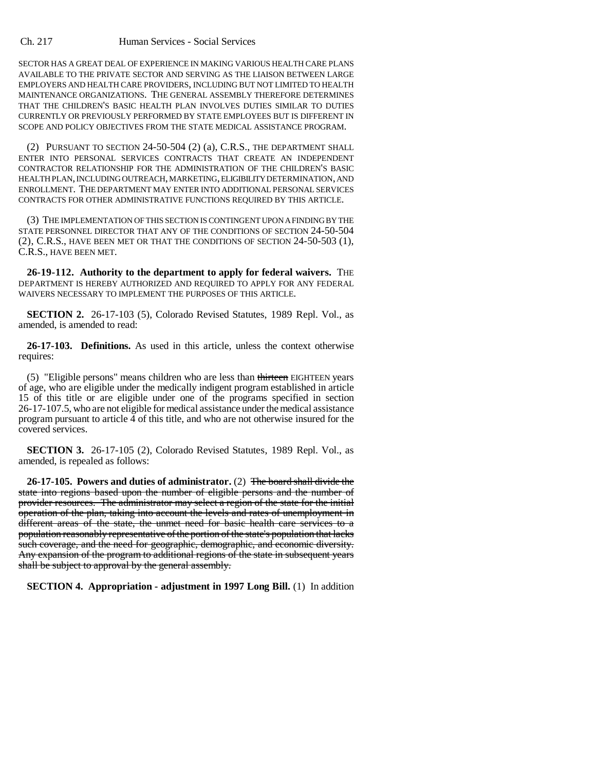SECTOR HAS A GREAT DEAL OF EXPERIENCE IN MAKING VARIOUS HEALTH CARE PLANS AVAILABLE TO THE PRIVATE SECTOR AND SERVING AS THE LIAISON BETWEEN LARGE EMPLOYERS AND HEALTH CARE PROVIDERS, INCLUDING BUT NOT LIMITED TO HEALTH MAINTENANCE ORGANIZATIONS. THE GENERAL ASSEMBLY THEREFORE DETERMINES THAT THE CHILDREN'S BASIC HEALTH PLAN INVOLVES DUTIES SIMILAR TO DUTIES CURRENTLY OR PREVIOUSLY PERFORMED BY STATE EMPLOYEES BUT IS DIFFERENT IN SCOPE AND POLICY OBJECTIVES FROM THE STATE MEDICAL ASSISTANCE PROGRAM.

(2) PURSUANT TO SECTION 24-50-504 (2) (a), C.R.S., THE DEPARTMENT SHALL ENTER INTO PERSONAL SERVICES CONTRACTS THAT CREATE AN INDEPENDENT CONTRACTOR RELATIONSHIP FOR THE ADMINISTRATION OF THE CHILDREN'S BASIC HEALTH PLAN, INCLUDING OUTREACH, MARKETING, ELIGIBILITY DETERMINATION, AND ENROLLMENT. THE DEPARTMENT MAY ENTER INTO ADDITIONAL PERSONAL SERVICES CONTRACTS FOR OTHER ADMINISTRATIVE FUNCTIONS REQUIRED BY THIS ARTICLE.

(3) THE IMPLEMENTATION OF THIS SECTION IS CONTINGENT UPON A FINDING BY THE STATE PERSONNEL DIRECTOR THAT ANY OF THE CONDITIONS OF SECTION 24-50-504 (2), C.R.S., HAVE BEEN MET OR THAT THE CONDITIONS OF SECTION 24-50-503 (1), C.R.S., HAVE BEEN MET.

**26-19-112. Authority to the department to apply for federal waivers.** THE DEPARTMENT IS HEREBY AUTHORIZED AND REQUIRED TO APPLY FOR ANY FEDERAL WAIVERS NECESSARY TO IMPLEMENT THE PURPOSES OF THIS ARTICLE.

**SECTION 2.** 26-17-103 (5), Colorado Revised Statutes, 1989 Repl. Vol., as amended, is amended to read:

**26-17-103. Definitions.** As used in this article, unless the context otherwise requires:

(5) "Eligible persons" means children who are less than ~~thirteen~~ EIGHTEEN years of age, who are eligible under the medically indigent program established in article 15 of this title or are eligible under one of the programs specified in section 26-17-107.5, who are not eligible for medical assistance under the medical assistance program pursuant to article 4 of this title, and who are not otherwise insured for the covered services.

**SECTION 3.** 26-17-105 (2), Colorado Revised Statutes, 1989 Repl. Vol., as amended, is repealed as follows:

**26-17-105. Powers and duties of administrator.** (2) ~~The board shall divide the state into regions based upon the number of eligible persons and the number of provider resources. The administrator may select a region of the state for the initial operation of the plan, taking into account the levels and rates of unemployment in different areas of the state, the unmet need for basic health care services to a population reasonably representative of the portion of the state's population that lacks such coverage, and the need for geographic, demographic, and economic diversity. Any expansion of the program to additional regions of the state in subsequent years shall be subject to approval by the general assembly.~~

**SECTION 4. Appropriation - adjustment in 1997 Long Bill.** (1) In addition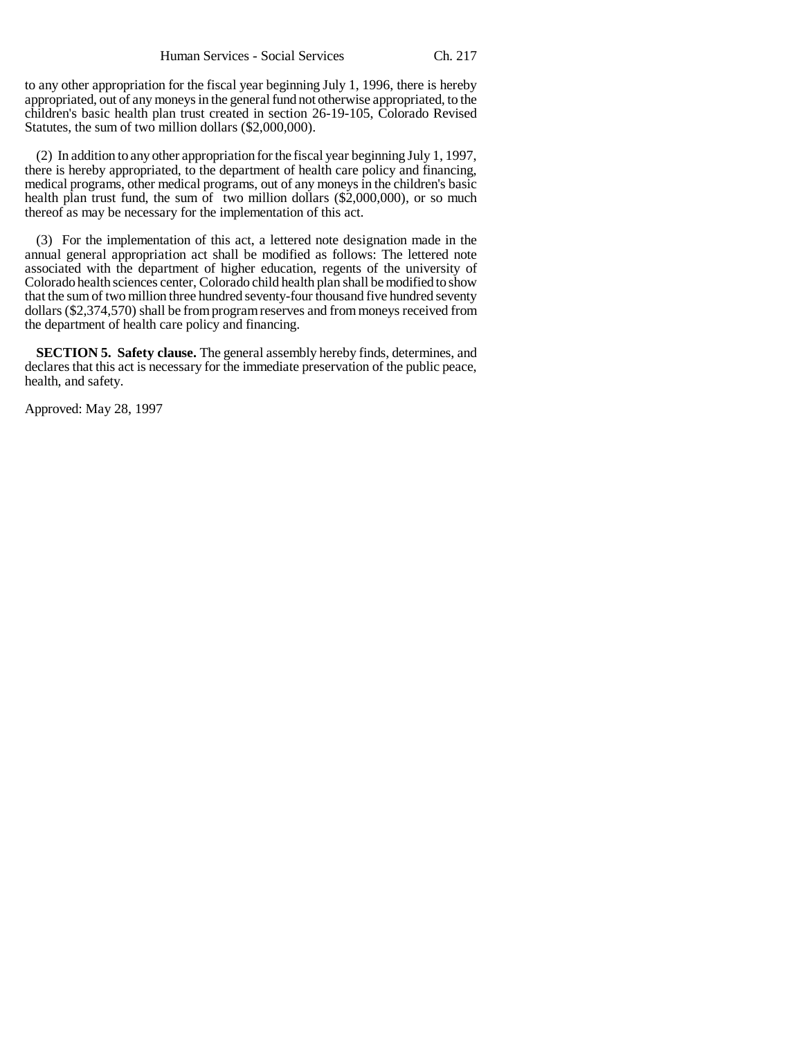to any other appropriation for the fiscal year beginning July 1, 1996, there is hereby appropriated, out of any moneys in the general fund not otherwise appropriated, to the children's basic health plan trust created in section 26-19-105, Colorado Revised Statutes, the sum of two million dollars ($2,000,000).

(2) In addition to any other appropriation for the fiscal year beginning July 1, 1997, there is hereby appropriated, to the department of health care policy and financing, medical programs, other medical programs, out of any moneys in the children's basic health plan trust fund, the sum of two million dollars ($2,000,000), or so much thereof as may be necessary for the implementation of this act.

(3) For the implementation of this act, a lettered note designation made in the annual general appropriation act shall be modified as follows: The lettered note associated with the department of higher education, regents of the university of Colorado health sciences center, Colorado child health plan shall be modified to show that the sum of two million three hundred seventy-four thousand five hundred seventy dollars ($2,374,570) shall be from program reserves and from moneys received from the department of health care policy and financing.

**SECTION 5. Safety clause.** The general assembly hereby finds, determines, and declares that this act is necessary for the immediate preservation of the public peace, health, and safety.

Approved: May 28, 1997